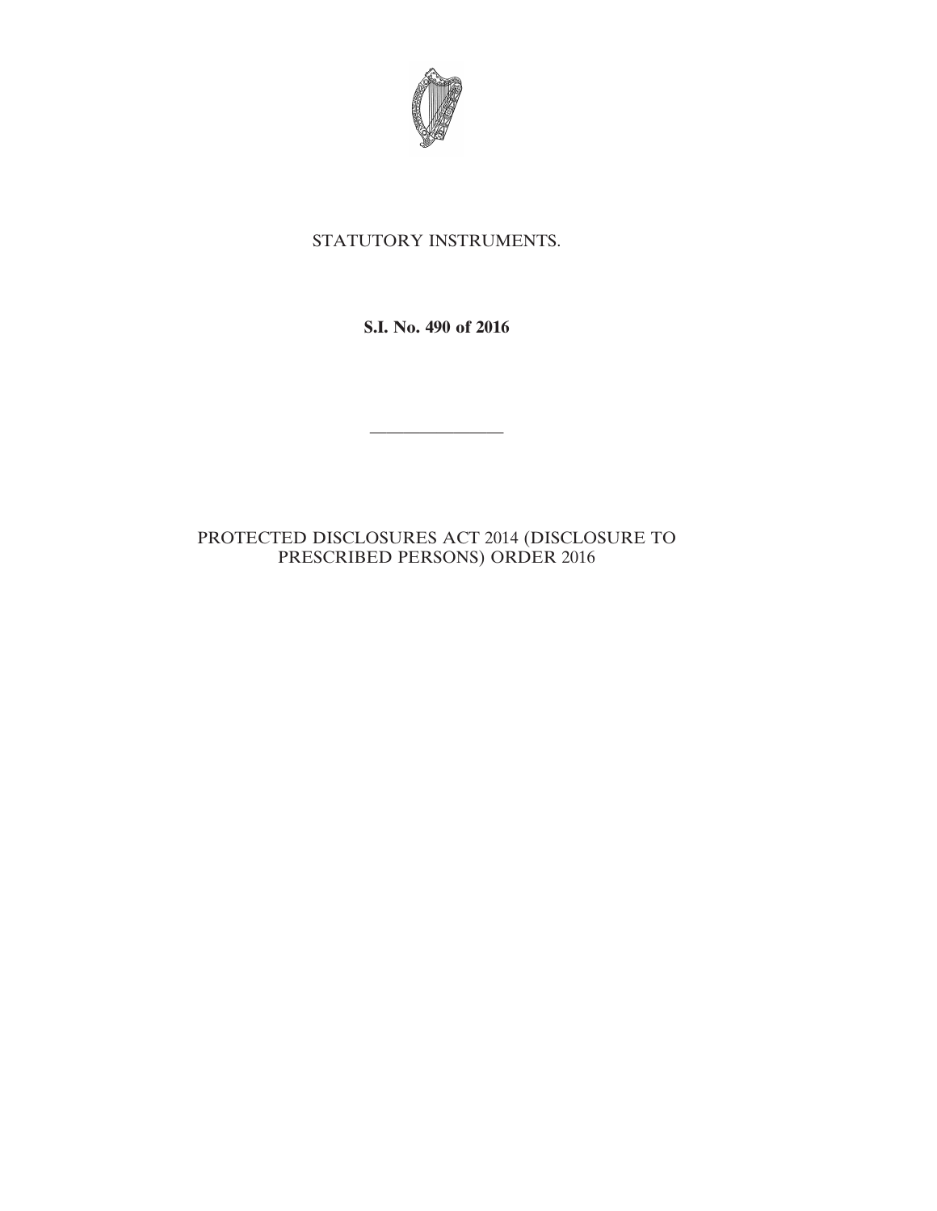STATUTORY INSTRUMENTS.

**S.I. No. 490 of 2016**

---

PROTECTED DISCLOSURES ACT 2014 (DISCLOSURE TO PRESCRIBED PERSONS) ORDER 2016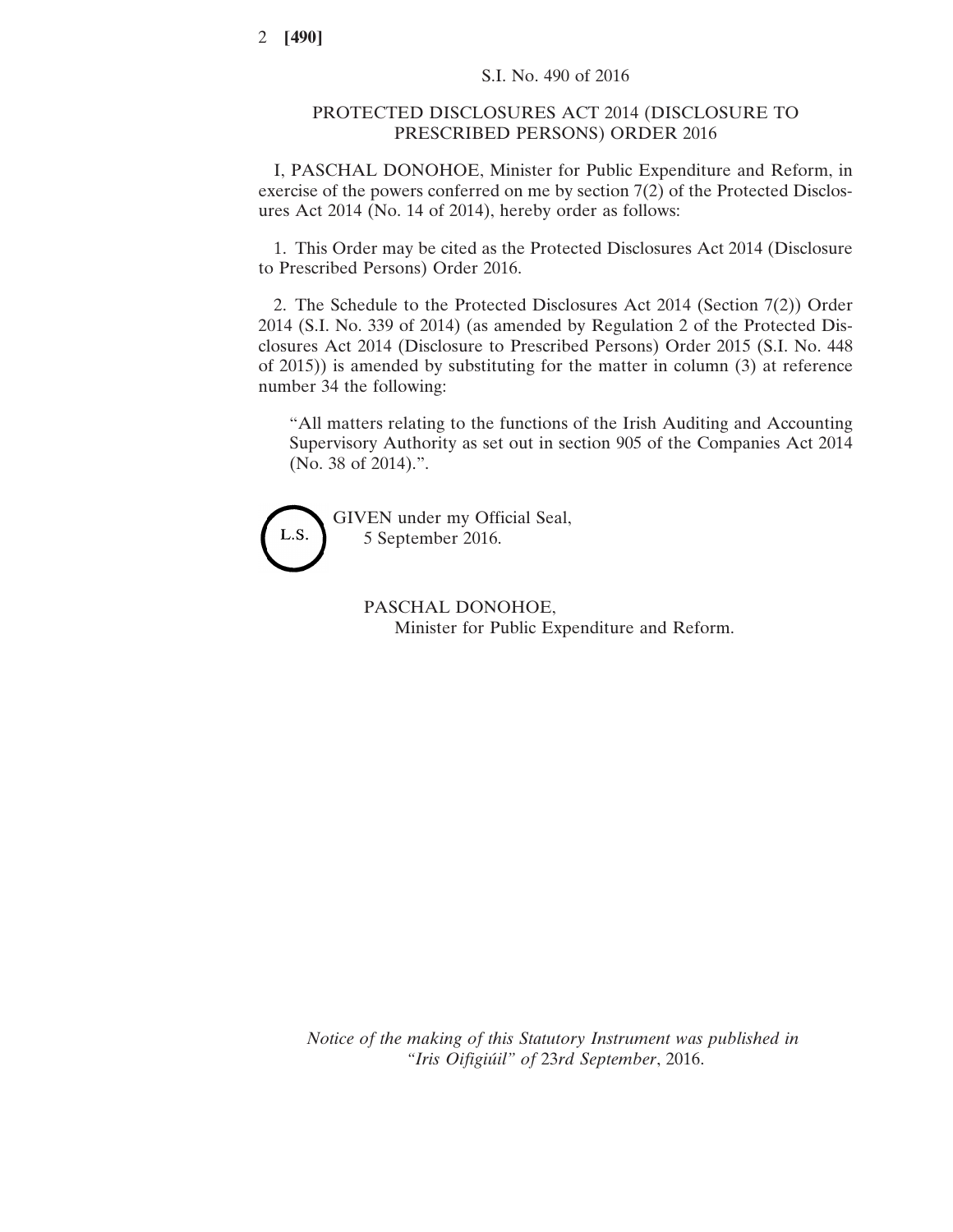S.I. No. 490 of 2016

# PROTECTED DISCLOSURES ACT 2014 (DISCLOSURE TO PRESCRIBED PERSONS) ORDER 2016

I, PASCHAL DONOHOE, Minister for Public Expenditure and Reform, in exercise of the powers conferred on me by section 7(2) of the Protected Disclosures Act 2014 (No. 14 of 2014), hereby order as follows:

1. This Order may be cited as the Protected Disclosures Act 2014 (Disclosure to Prescribed Persons) Order 2016.

2. The Schedule to the Protected Disclosures Act 2014 (Section 7(2)) Order 2014 (S.I. No. 339 of 2014) (as amended by Regulation 2 of the Protected Disclosures Act 2014 (Disclosure to Prescribed Persons) Order 2015 (S.I. No. 448 of 2015)) is amended by substituting for the matter in column (3) at reference number 34 the following:

> "All matters relating to the functions of the Irish Auditing and Accounting Supervisory Authority as set out in section 905 of the Companies Act 2014 (No. 38 of 2014).".

L.S.

GIVEN under my Official Seal,
5 September 2016.

PASCHAL DONOHOE,
Minister for Public Expenditure and Reform.

*Notice of the making of this Statutory Instrument was published in "Iris Oifigiúil" of* 23*rd September*, 2016.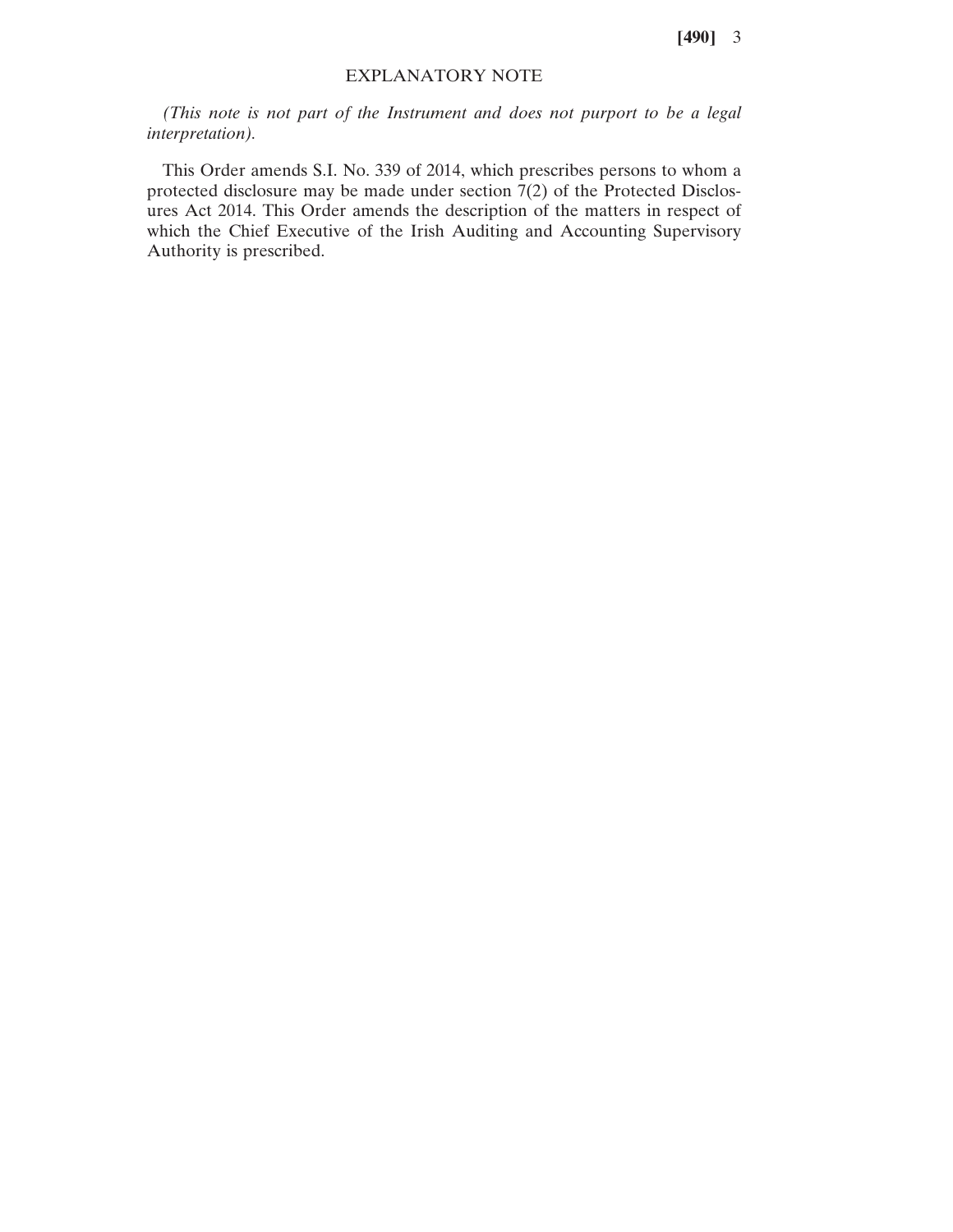## EXPLANATORY NOTE

*(This note is not part of the Instrument and does not purport to be a legal interpretation).*

This Order amends S.I. No. 339 of 2014, which prescribes persons to whom a protected disclosure may be made under section 7(2) of the Protected Disclosures Act 2014. This Order amends the description of the matters in respect of which the Chief Executive of the Irish Auditing and Accounting Supervisory Authority is prescribed.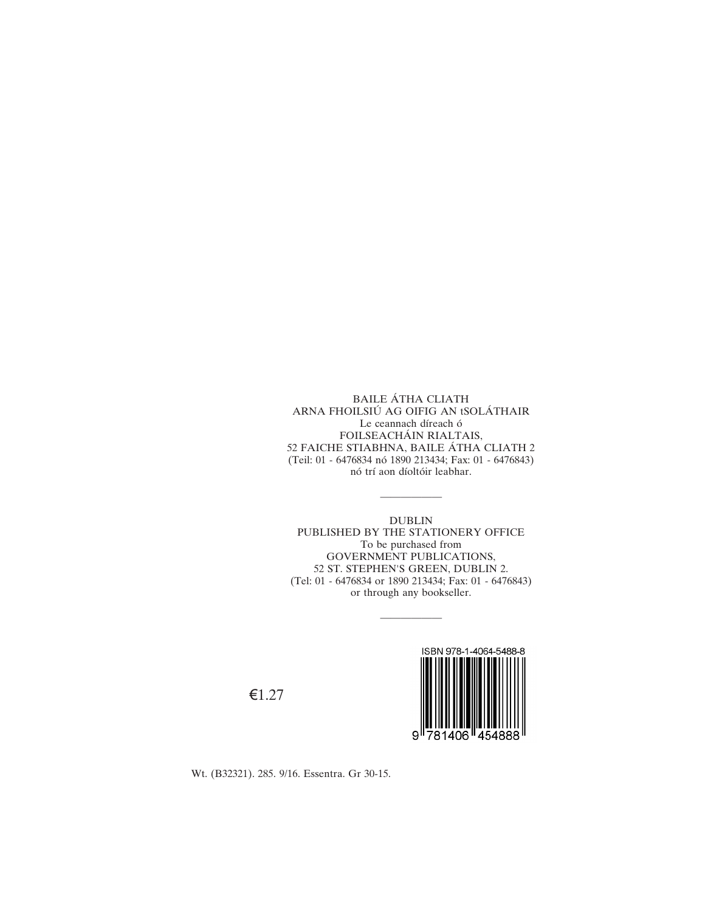BAILE ÁTHA CLIATH
ARNA FHOILSIÚ AG OIFIG AN tSOLÁTHAIR
Le ceannach díreach ó
FOILSEACHÁIN RIALTAIS,
52 FAICHE STIABHNA, BAILE ÁTHA CLIATH 2
(Teil: 01 - 6476834 nó 1890 213434; Fax: 01 - 6476843)
nó trí aon díoltóir leabhar.

---

DUBLIN
PUBLISHED BY THE STATIONERY OFFICE
To be purchased from
GOVERNMENT PUBLICATIONS,
52 ST. STEPHEN'S GREEN, DUBLIN 2.
(Tel: 01 - 6476834 or 1890 213434; Fax: 01 - 6476843)
or through any bookseller.

---

€1.27

ISBN 978-1-4064-5488-8

9 781406 454888

Wt. (B32321). 285. 9/16. Essentra. Gr 30-15.